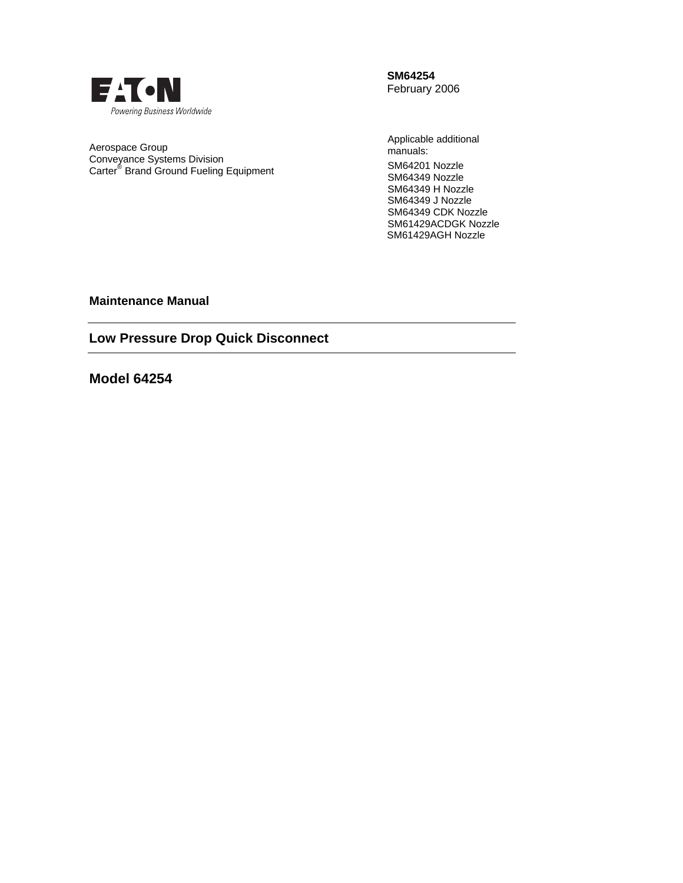EATON

Powering Business Worldwide

**SM64254**
February 2006

Aerospace Group
Conveyance Systems Division
Carter® Brand Ground Fueling Equipment

Applicable additional manuals:

SM64201 Nozzle
SM64349 Nozzle
SM64349 H Nozzle
SM64349 J Nozzle
SM64349 CDK Nozzle
SM61429ACDGK Nozzle
SM61429AGH Nozzle

**Maintenance Manual**

## Low Pressure Drop Quick Disconnect

## Model 64254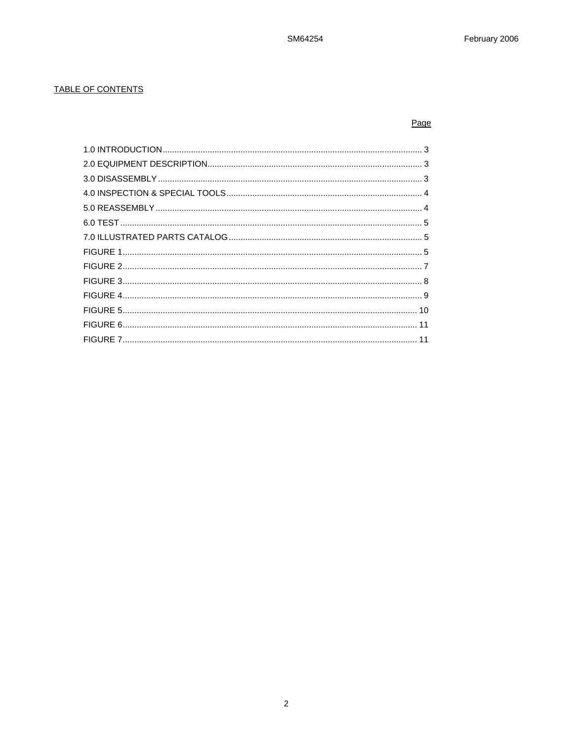## TABLE OF CONTENTS

| | Page |
|---|---|
| 1.0 INTRODUCTION | 3 |
| 2.0 EQUIPMENT DESCRIPTION | 3 |
| 3.0 DISASSEMBLY | 3 |
| 4.0 INSPECTION & SPECIAL TOOLS | 4 |
| 5.0 REASSEMBLY | 4 |
| 6.0 TEST | 5 |
| 7.0 ILLUSTRATED PARTS CATALOG | 5 |
| FIGURE 1 | 5 |
| FIGURE 2 | 7 |
| FIGURE 3 | 8 |
| FIGURE 4 | 9 |
| FIGURE 5 | 10 |
| FIGURE 6 | 11 |
| FIGURE 7 | 11 |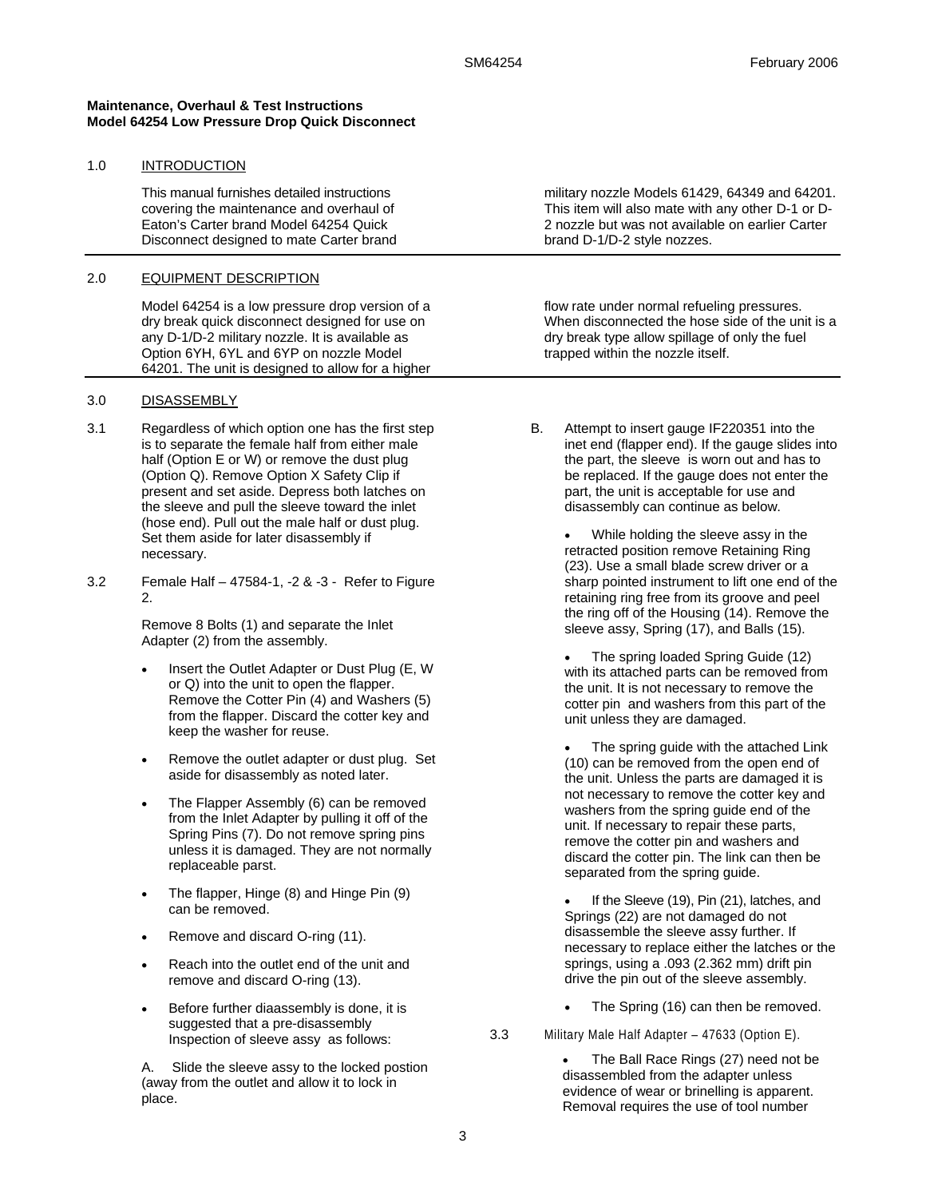**Maintenance, Overhaul & Test Instructions**
**Model 64254 Low Pressure Drop Quick Disconnect**

## 1.0 INTRODUCTION

This manual furnishes detailed instructions covering the maintenance and overhaul of Eaton's Carter brand Model 64254 Quick Disconnect designed to mate Carter brand military nozzle Models 61429, 64349 and 64201. This item will also mate with any other D-1 or D-2 nozzle but was not available on earlier Carter brand D-1/D-2 style nozzes.

## 2.0 EQUIPMENT DESCRIPTION

Model 64254 is a low pressure drop version of a dry break quick disconnect designed for use on any D-1/D-2 military nozzle. It is available as Option 6YH, 6YL and 6YP on nozzle Model 64201. The unit is designed to allow for a higher flow rate under normal refueling pressures. When disconnected the hose side of the unit is a dry break type allow spillage of only the fuel trapped within the nozzle itself.

## 3.0 DISASSEMBLY

3.1 Regardless of which option one has the first step is to separate the female half from either male half (Option E or W) or remove the dust plug (Option Q). Remove Option X Safety Clip if present and set aside. Depress both latches on the sleeve and pull the sleeve toward the inlet (hose end). Pull out the male half or dust plug. Set them aside for later disassembly if necessary.

3.2 Female Half – 47584-1, -2 & -3 - Refer to Figure 2.

Remove 8 Bolts (1) and separate the Inlet Adapter (2) from the assembly.

- Insert the Outlet Adapter or Dust Plug (E, W or Q) into the unit to open the flapper. Remove the Cotter Pin (4) and Washers (5) from the flapper. Discard the cotter key and keep the washer for reuse.
- Remove the outlet adapter or dust plug. Set aside for disassembly as noted later.
- The Flapper Assembly (6) can be removed from the Inlet Adapter by pulling it off of the Spring Pins (7). Do not remove spring pins unless it is damaged. They are not normally replaceable parst.
- The flapper, Hinge (8) and Hinge Pin (9) can be removed.
- Remove and discard O-ring (11).
- Reach into the outlet end of the unit and remove and discard O-ring (13).
- Before further diaassembly is done, it is suggested that a pre-disassembly Inspection of sleeve assy as follows:

A. Slide the sleeve assy to the locked postion (away from the outlet and allow it to lock in place.

B. Attempt to insert gauge IF220351 into the inet end (flapper end). If the gauge slides into the part, the sleeve is worn out and has to be replaced. If the gauge does not enter the part, the unit is acceptable for use and disassembly can continue as below.

- While holding the sleeve assy in the retracted position remove Retaining Ring (23). Use a small blade screw driver or a sharp pointed instrument to lift one end of the retaining ring free from its groove and peel the ring off of the Housing (14). Remove the sleeve assy, Spring (17), and Balls (15).
- The spring loaded Spring Guide (12) with its attached parts can be removed from the unit. It is not necessary to remove the cotter pin and washers from this part of the unit unless they are damaged.
- The spring guide with the attached Link (10) can be removed from the open end of the unit. Unless the parts are damaged it is not necessary to remove the cotter key and washers from the spring guide end of the unit. If necessary to repair these parts, remove the cotter pin and washers and discard the cotter pin. The link can then be separated from the spring guide.
- If the Sleeve (19), Pin (21), latches, and Springs (22) are not damaged do not disassemble the sleeve assy further. If necessary to replace either the latches or the springs, using a .093 (2.362 mm) drift pin drive the pin out of the sleeve assembly.
- The Spring (16) can then be removed.

3.3 Military Male Half Adapter – 47633 (Option E).

- The Ball Race Rings (27) need not be disassembled from the adapter unless evidence of wear or brinelling is apparent. Removal requires the use of tool number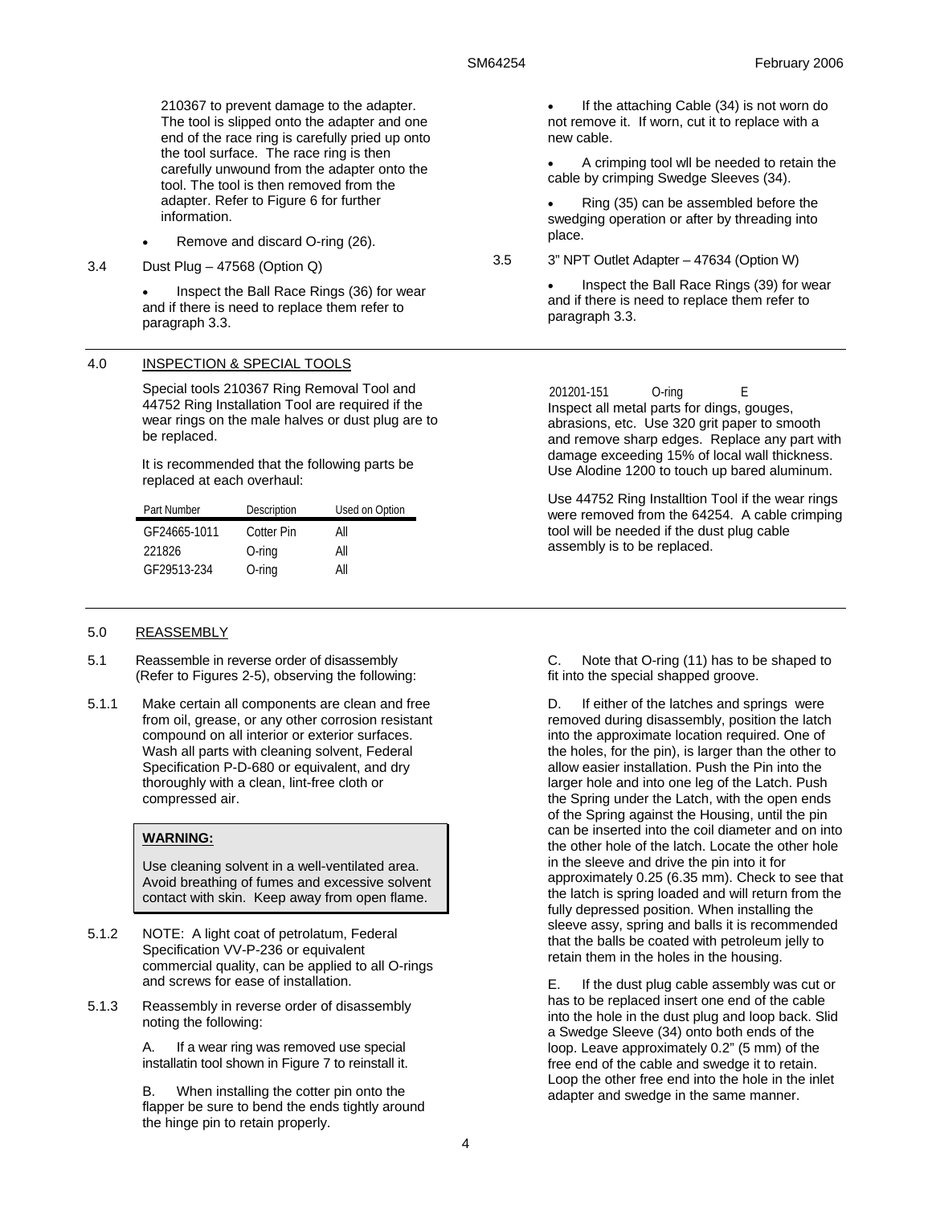210367 to prevent damage to the adapter. The tool is slipped onto the adapter and one end of the race ring is carefully pried up onto the tool surface. The race ring is then carefully unwound from the adapter onto the tool. The tool is then removed from the adapter. Refer to Figure 6 for further information.

- Remove and discard O-ring (26).

3.4 Dust Plug – 47568 (Option Q)

- Inspect the Ball Race Rings (36) for wear and if there is need to replace them refer to paragraph 3.3.
- If the attaching Cable (34) is not worn do not remove it. If worn, cut it to replace with a new cable.
- A crimping tool wll be needed to retain the cable by crimping Swedge Sleeves (34).
- Ring (35) can be assembled before the swedging operation or after by threading into place.

3.5 3" NPT Outlet Adapter – 47634 (Option W)

- Inspect the Ball Race Rings (39) for wear and if there is need to replace them refer to paragraph 3.3.

## 4.0 INSPECTION & SPECIAL TOOLS

Special tools 210367 Ring Removal Tool and 44752 Ring Installation Tool are required if the wear rings on the male halves or dust plug are to be replaced.

It is recommended that the following parts be replaced at each overhaul:

| Part Number | Description | Used on Option |
|---|---|---|
| GF24665-1011 | Cotter Pin | All |
| 221826 | O-ring | All |
| GF29513-234 | O-ring | All |
| 201201-151 | O-ring | E |

Inspect all metal parts for dings, gouges, abrasions, etc. Use 320 grit paper to smooth and remove sharp edges. Replace any part with damage exceeding 15% of local wall thickness. Use Alodine 1200 to touch up bared aluminum.

Use 44752 Ring Installtion Tool if the wear rings were removed from the 64254. A cable crimping tool will be needed if the dust plug cable assembly is to be replaced.

## 5.0 REASSEMBLY

5.1 Reassemble in reverse order of disassembly (Refer to Figures 2-5), observing the following:

5.1.1 Make certain all components are clean and free from oil, grease, or any other corrosion resistant compound on all interior or exterior surfaces. Wash all parts with cleaning solvent, Federal Specification P-D-680 or equivalent, and dry thoroughly with a clean, lint-free cloth or compressed air.

> **WARNING:**
>
> Use cleaning solvent in a well-ventilated area. Avoid breathing of fumes and excessive solvent contact with skin. Keep away from open flame.

5.1.2 NOTE: A light coat of petrolatum, Federal Specification VV-P-236 or equivalent commercial quality, can be applied to all O-rings and screws for ease of installation.

5.1.3 Reassembly in reverse order of disassembly noting the following:

A. If a wear ring was removed use special installatin tool shown in Figure 7 to reinstall it.

B. When installing the cotter pin onto the flapper be sure to bend the ends tightly around the hinge pin to retain properly.

C. Note that O-ring (11) has to be shaped to fit into the special shaped groove.

D. If either of the latches and springs were removed during disassembly, position the latch into the approximate location required. One of the holes, for the pin), is larger than the other to allow easier installation. Push the Pin into the larger hole and into one leg of the Latch. Push the Spring under the Latch, with the open ends of the Spring against the Housing, until the pin can be inserted into the coil diameter and on into the other hole of the latch. Locate the other hole in the sleeve and drive the pin into it for approximately 0.25 (6.35 mm). Check to see that the latch is spring loaded and will return from the fully depressed position. When installing the sleeve assy, spring and balls it is recommended that the balls be coated with petroleum jelly to retain them in the holes in the housing.

E. If the dust plug cable assembly was cut or has to be replaced insert one end of the cable into the hole in the dust plug and loop back. Slid a Swedge Sleeve (34) onto both ends of the loop. Leave approximately 0.2" (5 mm) of the free end of the cable and swedge it to retain. Loop the other free end into the hole in the inlet adapter and swedge in the same manner.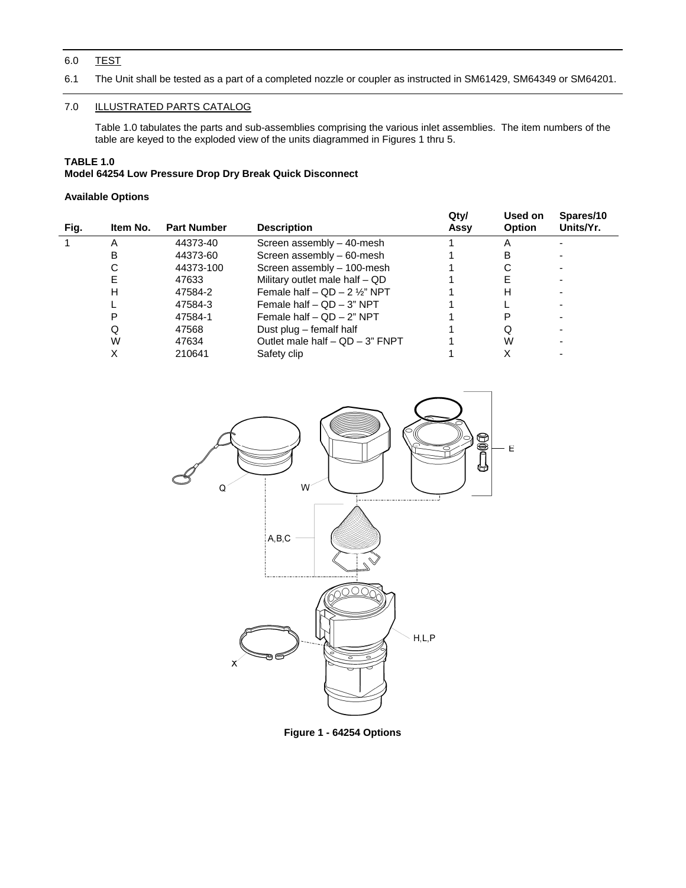## 6.0 TEST

6.1 The Unit shall be tested as a part of a completed nozzle or coupler as instructed in SM61429, SM64349 or SM64201.

## 7.0 ILLUSTRATED PARTS CATALOG

Table 1.0 tabulates the parts and sub-assemblies comprising the various inlet assemblies. The item numbers of the table are keyed to the exploded view of the units diagrammed in Figures 1 thru 5.

**TABLE 1.0**
**Model 64254 Low Pressure Drop Dry Break Quick Disconnect**

**Available Options**

| Fig. | Item No. | Part Number | Description | Qty/ Assy | Used on Option | Spares/10 Units/Yr. |
|---|---|---|---|---|---|---|
| 1 | A | 44373-40 | Screen assembly – 40-mesh | 1 | A | - |
| | B | 44373-60 | Screen assembly – 60-mesh | 1 | B | - |
| | C | 44373-100 | Screen assembly – 100-mesh | 1 | C | - |
| | E | 47633 | Military outlet male half – QD | 1 | E | - |
| | H | 47584-2 | Female half – QD – 2 ½" NPT | 1 | H | - |
| | L | 47584-3 | Female half – QD – 3" NPT | 1 | L | - |
| | P | 47584-1 | Female half – QD – 2" NPT | 1 | P | - |
| | Q | 47568 | Dust plug – femalf half | 1 | Q | - |
| | W | 47634 | Outlet male half – QD – 3" FNPT | 1 | W | - |
| | X | 210641 | Safety clip | 1 | X | - |

**Figure 1 - 64254 Options**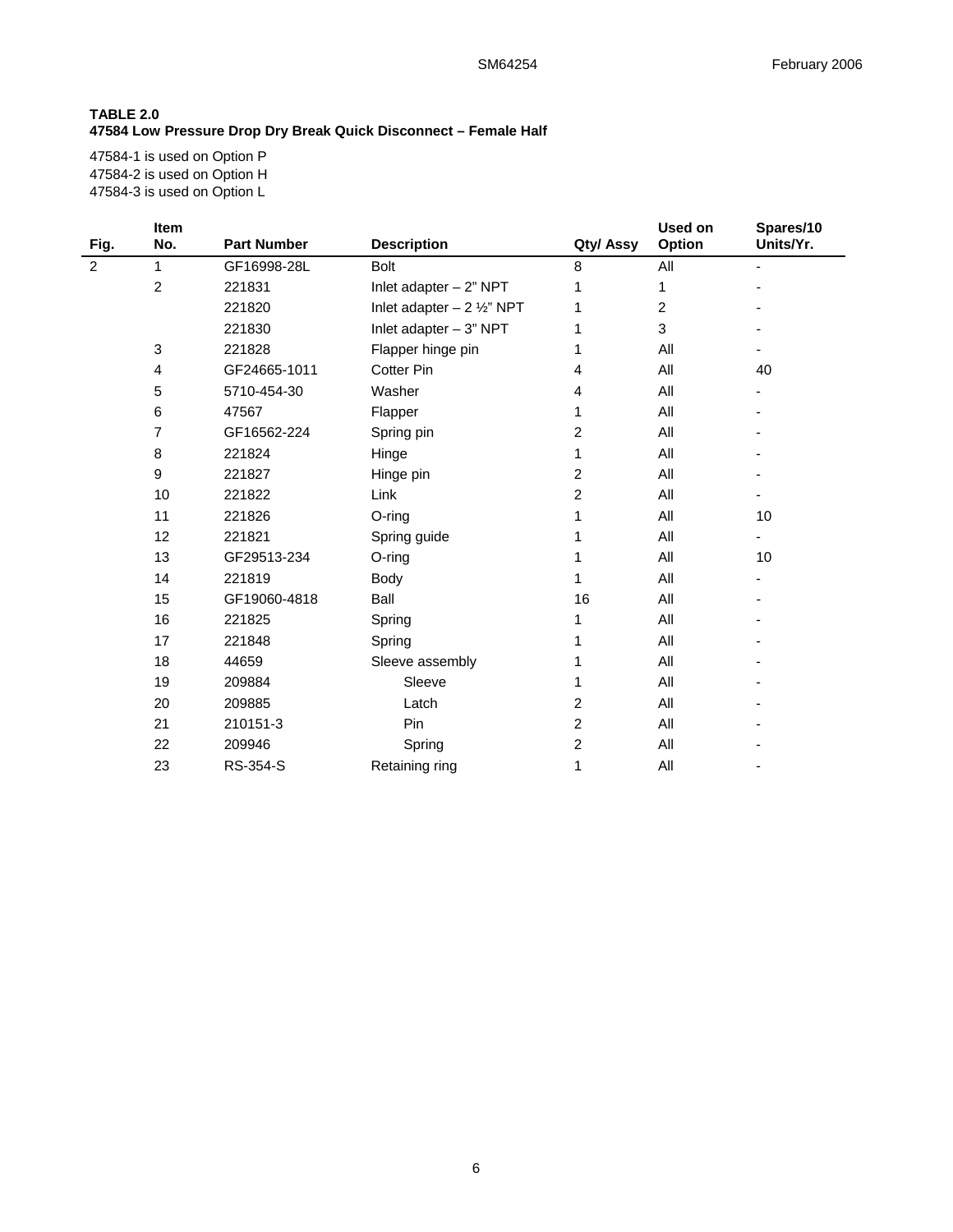**TABLE 2.0**
**47584 Low Pressure Drop Dry Break Quick Disconnect – Female Half**

47584-1 is used on Option P
47584-2 is used on Option H
47584-3 is used on Option L

| Fig. | Item No. | Part Number | Description | Qty/ Assy | Used on Option | Spares/10 Units/Yr. |
|---|---|---|---|---|---|---|
| 2 | 1 | GF16998-28L | Bolt | 8 | All | - |
| | 2 | 221831 | Inlet adapter – 2" NPT | 1 | 1 | - |
| | | 221820 | Inlet adapter – 2 ½" NPT | 1 | 2 | - |
| | | 221830 | Inlet adapter – 3" NPT | 1 | 3 | - |
| | 3 | 221828 | Flapper hinge pin | 1 | All | - |
| | 4 | GF24665-1011 | Cotter Pin | 4 | All | 40 |
| | 5 | 5710-454-30 | Washer | 4 | All | - |
| | 6 | 47567 | Flapper | 1 | All | - |
| | 7 | GF16562-224 | Spring pin | 2 | All | - |
| | 8 | 221824 | Hinge | 1 | All | - |
| | 9 | 221827 | Hinge pin | 2 | All | - |
| | 10 | 221822 | Link | 2 | All | - |
| | 11 | 221826 | O-ring | 1 | All | 10 |
| | 12 | 221821 | Spring guide | 1 | All | - |
| | 13 | GF29513-234 | O-ring | 1 | All | 10 |
| | 14 | 221819 | Body | 1 | All | - |
| | 15 | GF19060-4818 | Ball | 16 | All | - |
| | 16 | 221825 | Spring | 1 | All | - |
| | 17 | 221848 | Spring | 1 | All | - |
| | 18 | 44659 | Sleeve assembly | 1 | All | - |
| | 19 | 209884 | Sleeve | 1 | All | - |
| | 20 | 209885 | Latch | 2 | All | - |
| | 21 | 210151-3 | Pin | 2 | All | - |
| | 22 | 209946 | Spring | 2 | All | - |
| | 23 | RS-354-S | Retaining ring | 1 | All | - |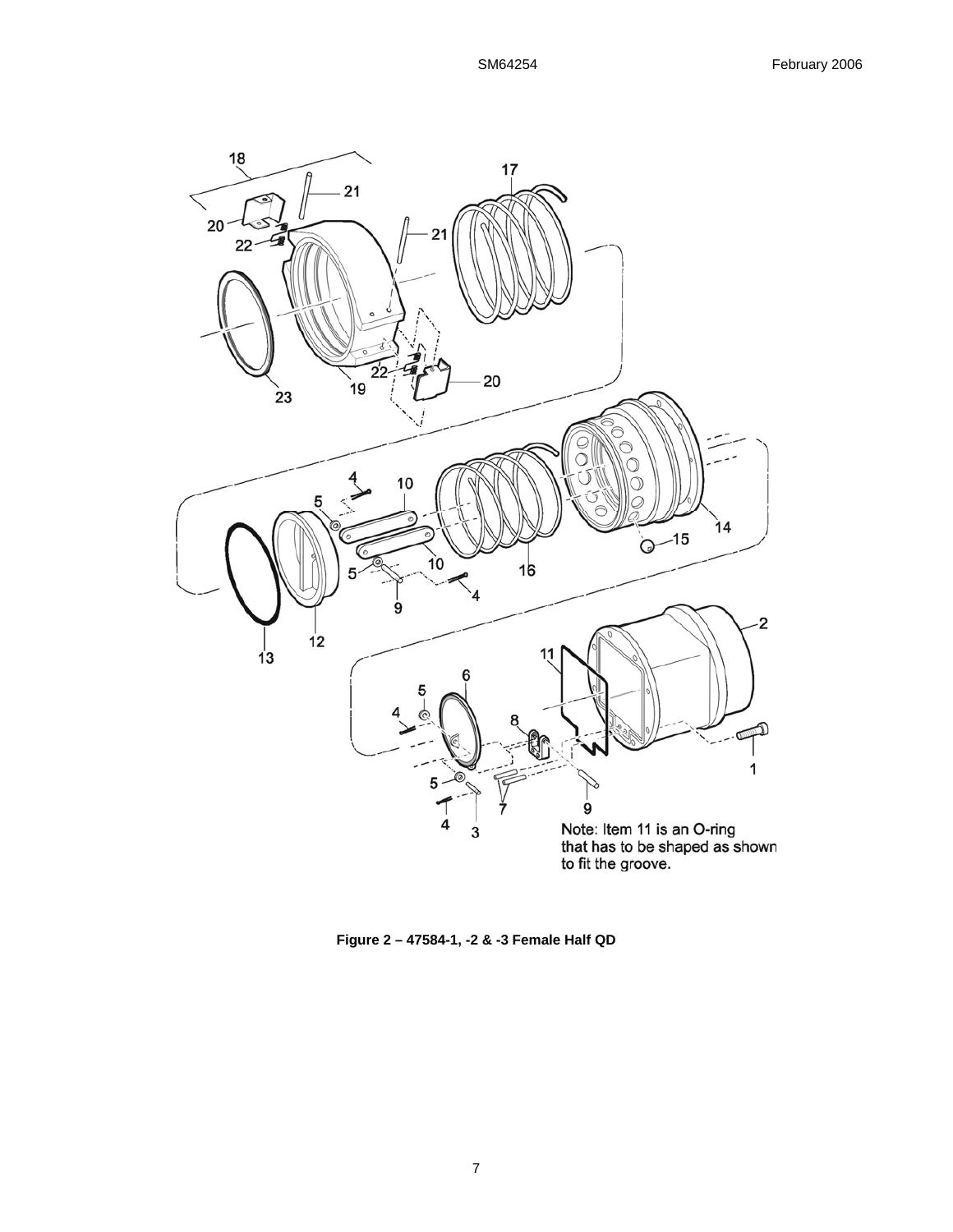Note: Item 11 is an O-ring that has to be shaped as shown to fit the groove.

**Figure 2 – 47584-1, -2 & -3 Female Half QD**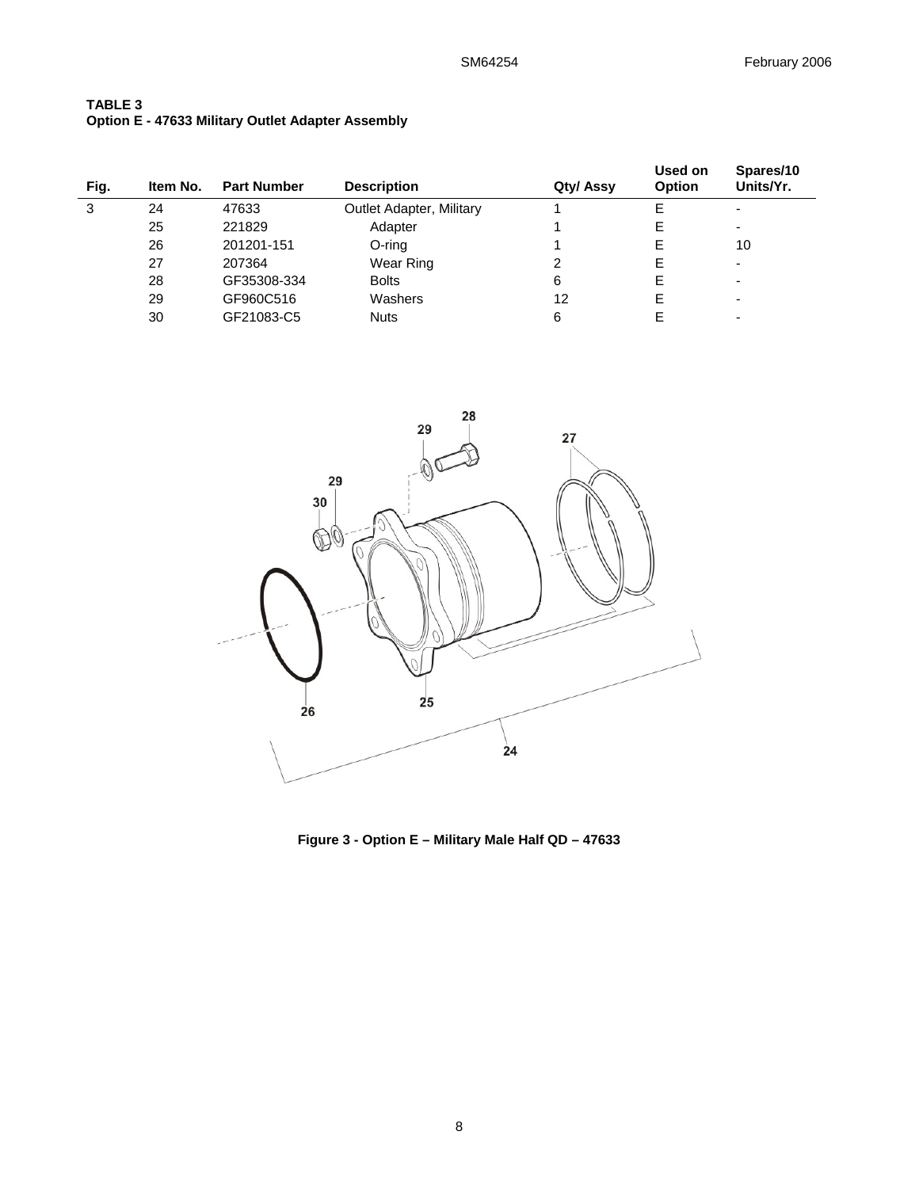**TABLE 3**
**Option E - 47633 Military Outlet Adapter Assembly**

| Fig. | Item No. | Part Number | Description | Qty/ Assy | Used on Option | Spares/10 Units/Yr. |
|---|---|---|---|---|---|---|
| 3 | 24 | 47633 | Outlet Adapter, Military | 1 | E | - |
| | 25 | 221829 | Adapter | 1 | E | - |
| | 26 | 201201-151 | O-ring | 1 | E | 10 |
| | 27 | 207364 | Wear Ring | 2 | E | - |
| | 28 | GF35308-334 | Bolts | 6 | E | - |
| | 29 | GF960C516 | Washers | 12 | E | - |
| | 30 | GF21083-C5 | Nuts | 6 | E | - |

**Figure 3 - Option E – Military Male Half QD – 47633**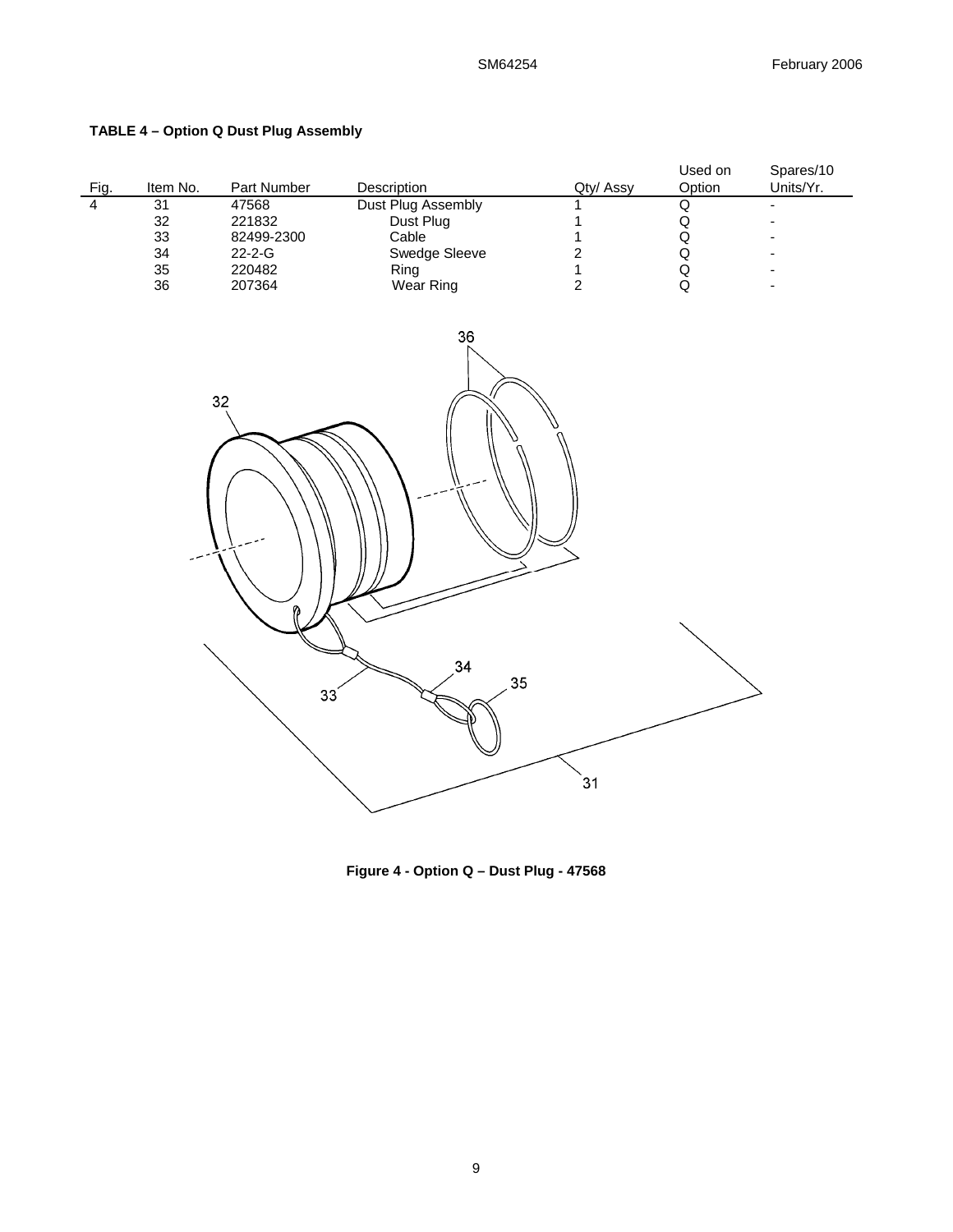**TABLE 4 – Option Q Dust Plug Assembly**

| Fig. | Item No. | Part Number | Description | Qty/ Assy | Used on Option | Spares/10 Units/Yr. |
|---|---|---|---|---|---|---|
| 4 | 31 | 47568 | Dust Plug Assembly | 1 | Q | - |
| | 32 | 221832 | Dust Plug | 1 | Q | - |
| | 33 | 82499-2300 | Cable | 1 | Q | - |
| | 34 | 22-2-G | Swedge Sleeve | 2 | Q | - |
| | 35 | 220482 | Ring | 1 | Q | - |
| | 36 | 207364 | Wear Ring | 2 | Q | - |

**Figure 4 - Option Q – Dust Plug - 47568**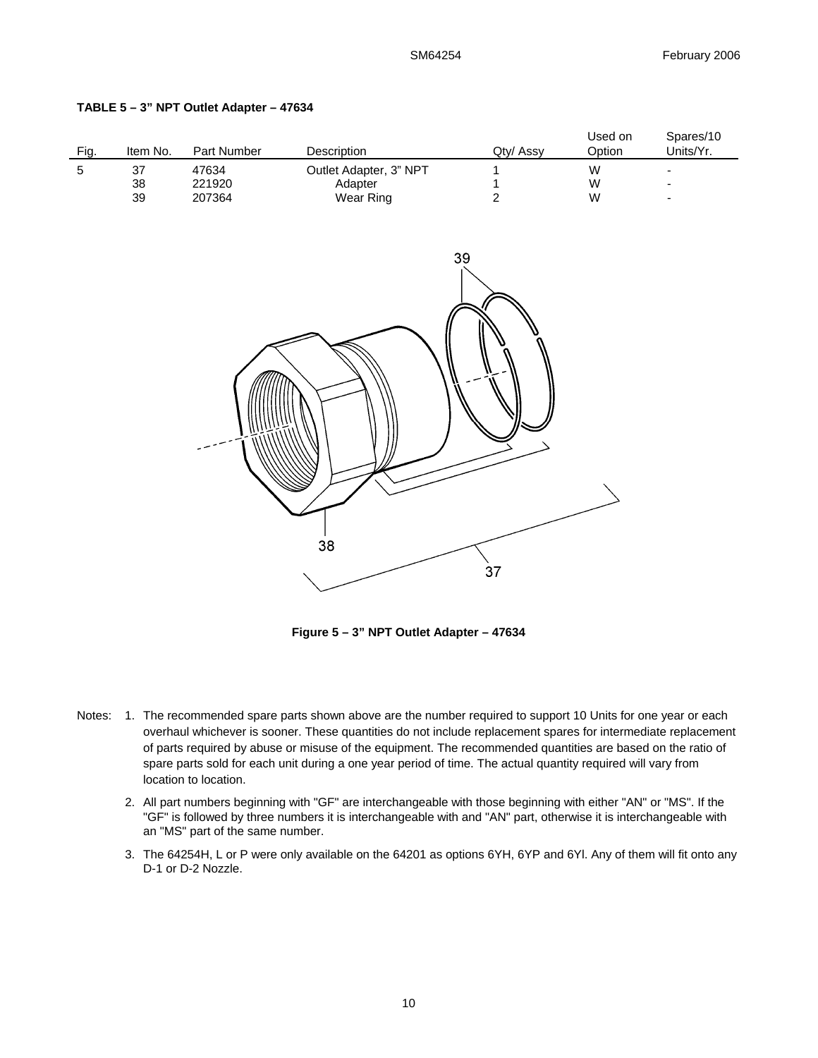**TABLE 5 – 3" NPT Outlet Adapter – 47634**

| Fig. | Item No. | Part Number | Description | Qty/ Assy | Used on Option | Spares/10 Units/Yr. |
|---|---|---|---|---|---|---|
| 5 | 37 | 47634 | Outlet Adapter, 3" NPT | 1 | W | - |
| | 38 | 221920 | Adapter | 1 | W | - |
| | 39 | 207364 | Wear Ring | 2 | W | - |

**Figure 5 – 3" NPT Outlet Adapter – 47634**

Notes:

1. The recommended spare parts shown above are the number required to support 10 Units for one year or each overhaul whichever is sooner. These quantities do not include replacement spares for intermediate replacement of parts required by abuse or misuse of the equipment. The recommended quantities are based on the ratio of spare parts sold for each unit during a one year period of time. The actual quantity required will vary from location to location.
2. All part numbers beginning with "GF" are interchangeable with those beginning with either "AN" or "MS". If the "GF" is followed by three numbers it is interchangeable with and "AN" part, otherwise it is interchangeable with an "MS" part of the same number.
3. The 64254H, L or P were only available on the 64201 as options 6YH, 6YP and 6Yl. Any of them will fit onto any D-1 or D-2 Nozzle.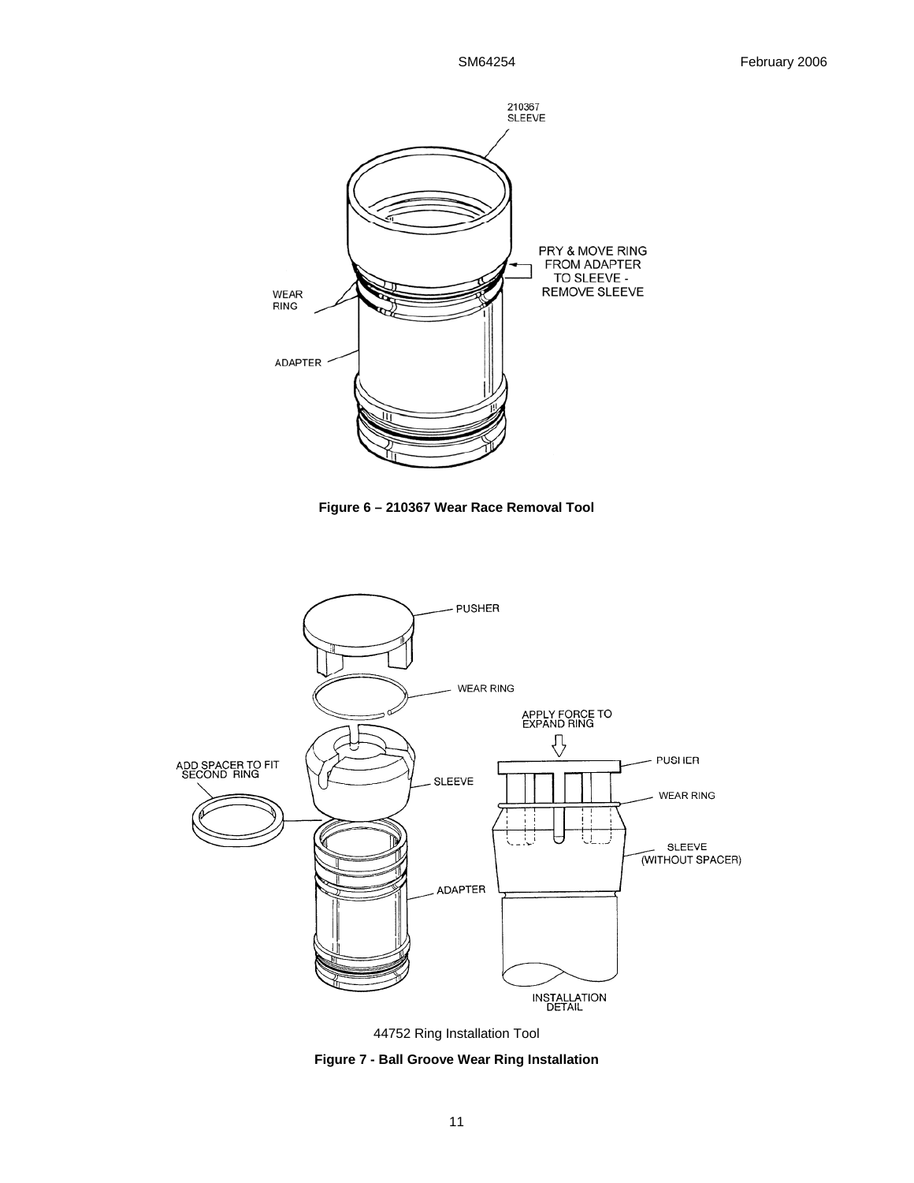**Figure 6 – 210367 Wear Race Removal Tool**

44752 Ring Installation Tool

**Figure 7 - Ball Groove Wear Ring Installation**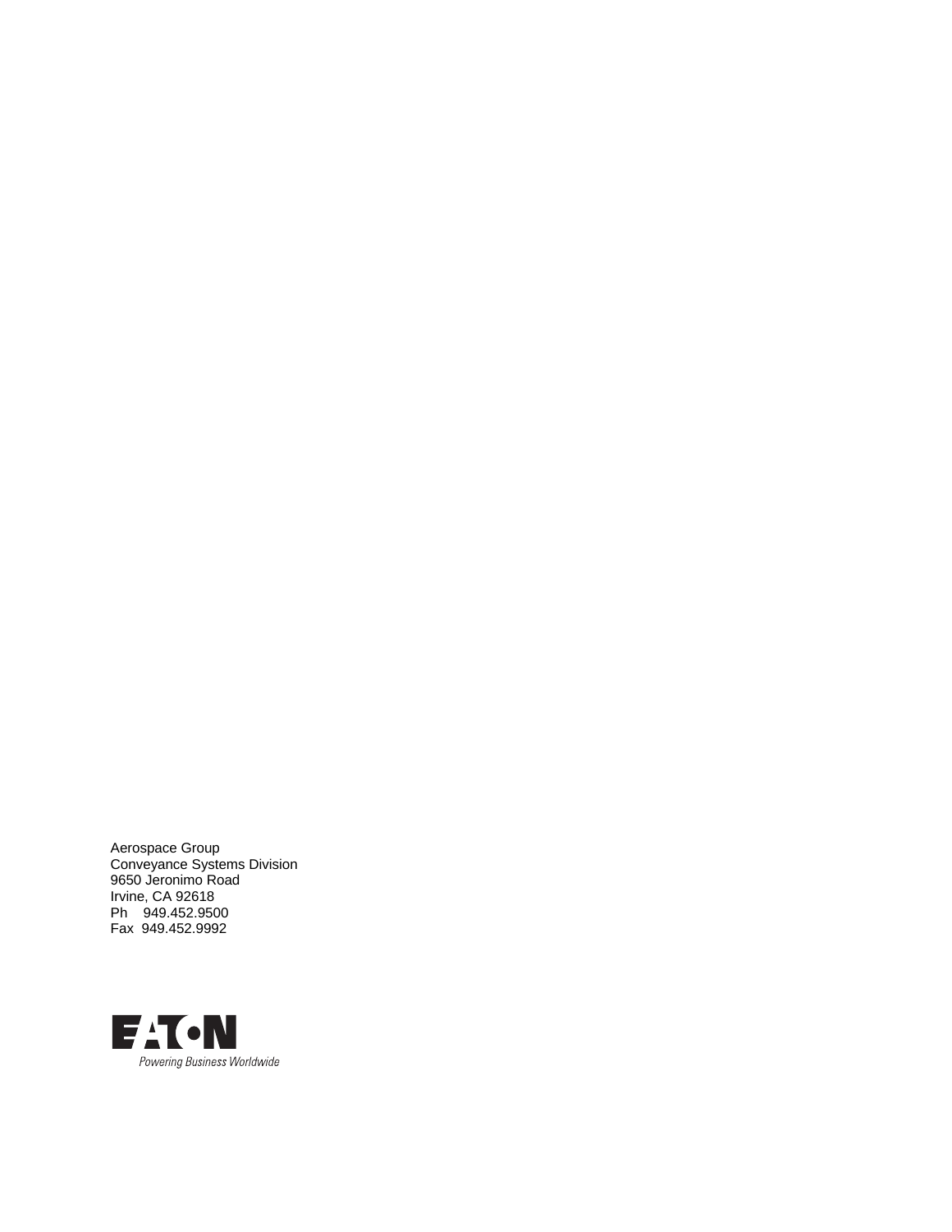Aerospace Group
Conveyance Systems Division
9650 Jeronimo Road
Irvine, CA 92618
Ph 949.452.9500
Fax 949.452.9992

EATON

Powering Business Worldwide